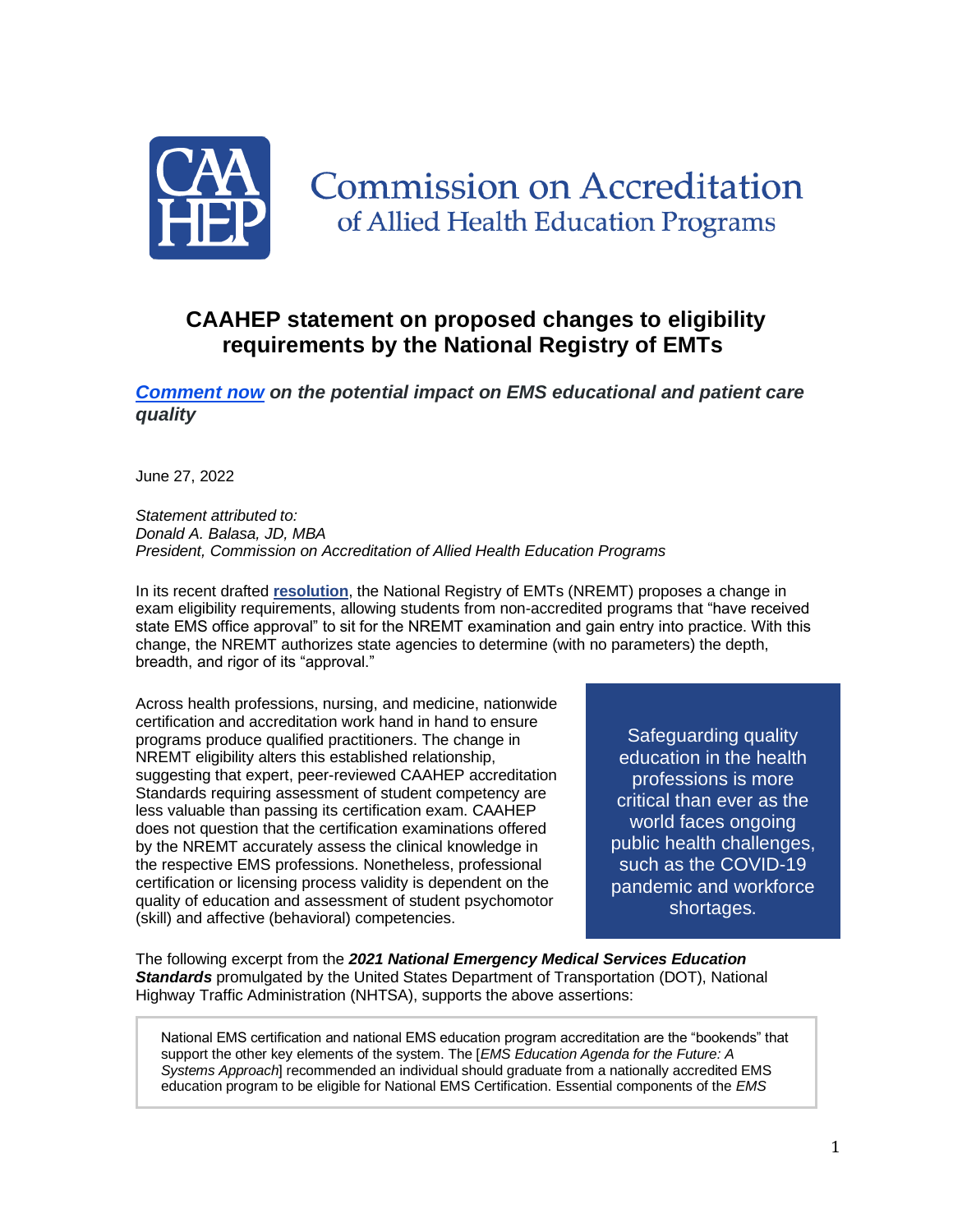# Commission on Accreditation of Allied Health Education Programs

## CAAHEP statement on proposed changes to eligibility requirements by the National Registry of EMTs

***Comment now** on the potential impact on EMS educational and patient care quality*

June 27, 2022

*Statement attributed to:*
*Donald A. Balasa, JD, MBA*
*President, Commission on Accreditation of Allied Health Education Programs*

In its recent drafted **resolution**, the National Registry of EMTs (NREMT) proposes a change in exam eligibility requirements, allowing students from non-accredited programs that "have received state EMS office approval" to sit for the NREMT examination and gain entry into practice. With this change, the NREMT authorizes state agencies to determine (with no parameters) the depth, breadth, and rigor of its "approval."

Across health professions, nursing, and medicine, nationwide certification and accreditation work hand in hand to ensure programs produce qualified practitioners. The change in NREMT eligibility alters this established relationship, suggesting that expert, peer-reviewed CAAHEP accreditation Standards requiring assessment of student competency are less valuable than passing its certification exam. CAAHEP does not question that the certification examinations offered by the NREMT accurately assess the clinical knowledge in the respective EMS professions. Nonetheless, professional certification or licensing process validity is dependent on the quality of education and assessment of student psychomotor (skill) and affective (behavioral) competencies.

> Safeguarding quality education in the health professions is more critical than ever as the world faces ongoing public health challenges, such as the COVID-19 pandemic and workforce shortages.

The following excerpt from the ***2021 National Emergency Medical Services Education Standards*** promulgated by the United States Department of Transportation (DOT), National Highway Traffic Administration (NHTSA), supports the above assertions:

> National EMS certification and national EMS education program accreditation are the "bookends" that support the other key elements of the system. The [*EMS Education Agenda for the Future: A Systems Approach*] recommended an individual should graduate from a nationally accredited EMS education program to be eligible for National EMS Certification. Essential components of the *EMS*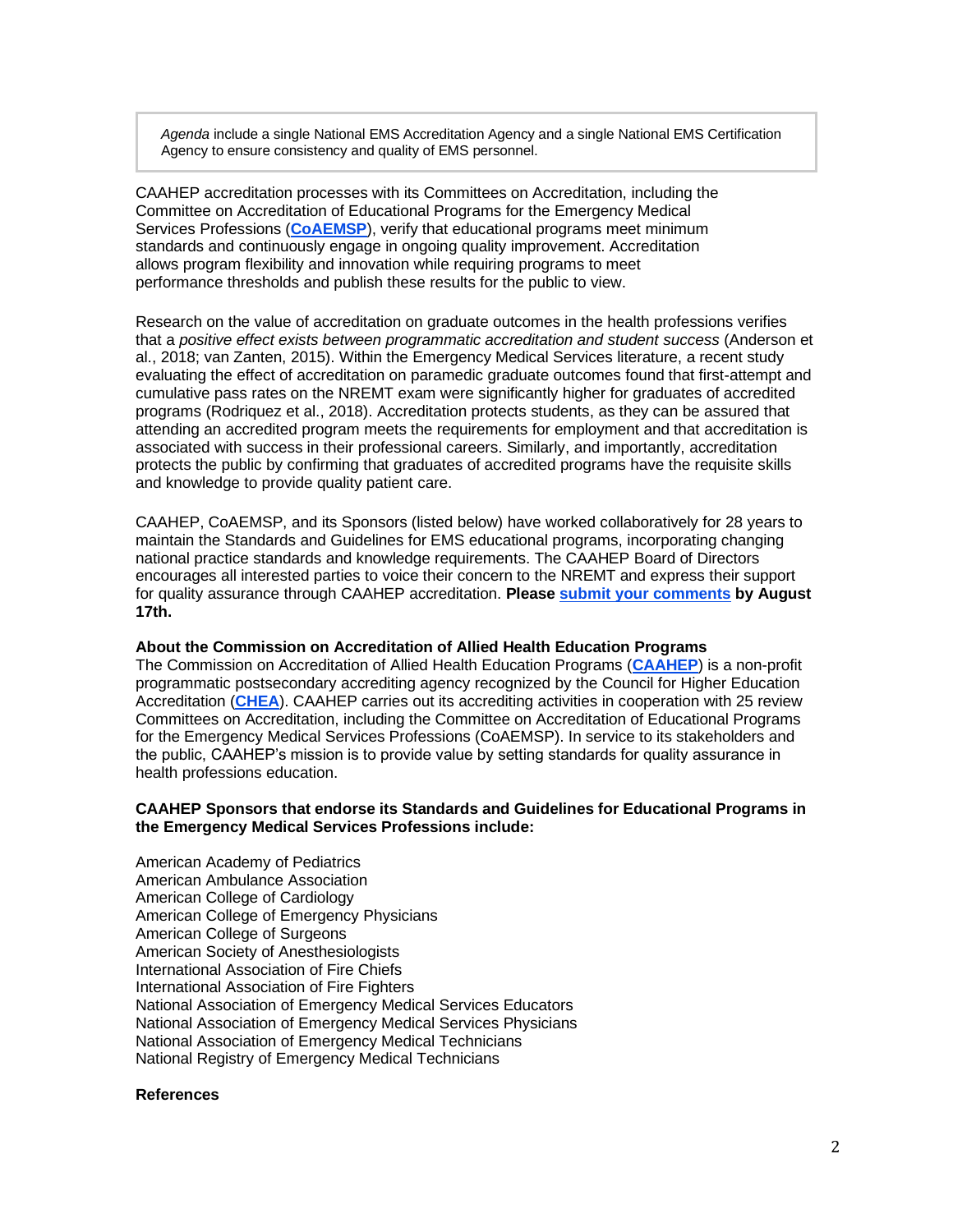> *Agenda* include a single National EMS Accreditation Agency and a single National EMS Certification Agency to ensure consistency and quality of EMS personnel.

CAAHEP accreditation processes with its Committees on Accreditation, including the Committee on Accreditation of Educational Programs for the Emergency Medical Services Professions (**CoAEMSP**), verify that educational programs meet minimum standards and continuously engage in ongoing quality improvement. Accreditation allows program flexibility and innovation while requiring programs to meet performance thresholds and publish these results for the public to view.

Research on the value of accreditation on graduate outcomes in the health professions verifies that a *positive effect exists between programmatic accreditation and student success* (Anderson et al., 2018; van Zanten, 2015). Within the Emergency Medical Services literature, a recent study evaluating the effect of accreditation on paramedic graduate outcomes found that first-attempt and cumulative pass rates on the NREMT exam were significantly higher for graduates of accredited programs (Rodriquez et al., 2018). Accreditation protects students, as they can be assured that attending an accredited program meets the requirements for employment and that accreditation is associated with success in their professional careers. Similarly, and importantly, accreditation protects the public by confirming that graduates of accredited programs have the requisite skills and knowledge to provide quality patient care.

CAAHEP, CoAEMSP, and its Sponsors (listed below) have worked collaboratively for 28 years to maintain the Standards and Guidelines for EMS educational programs, incorporating changing national practice standards and knowledge requirements. The CAAHEP Board of Directors encourages all interested parties to voice their concern to the NREMT and express their support for quality assurance through CAAHEP accreditation. **Please submit your comments by August 17th.**

**About the Commission on Accreditation of Allied Health Education Programs**
The Commission on Accreditation of Allied Health Education Programs (**CAAHEP**) is a non-profit programmatic postsecondary accrediting agency recognized by the Council for Higher Education Accreditation (**CHEA**). CAAHEP carries out its accrediting activities in cooperation with 25 review Committees on Accreditation, including the Committee on Accreditation of Educational Programs for the Emergency Medical Services Professions (CoAEMSP). In service to its stakeholders and the public, CAAHEP's mission is to provide value by setting standards for quality assurance in health professions education.

**CAAHEP Sponsors that endorse its Standards and Guidelines for Educational Programs in the Emergency Medical Services Professions include:**

American Academy of Pediatrics
American Ambulance Association
American College of Cardiology
American College of Emergency Physicians
American College of Surgeons
American Society of Anesthesiologists
International Association of Fire Chiefs
International Association of Fire Fighters
National Association of Emergency Medical Services Educators
National Association of Emergency Medical Services Physicians
National Association of Emergency Medical Technicians
National Registry of Emergency Medical Technicians

**References**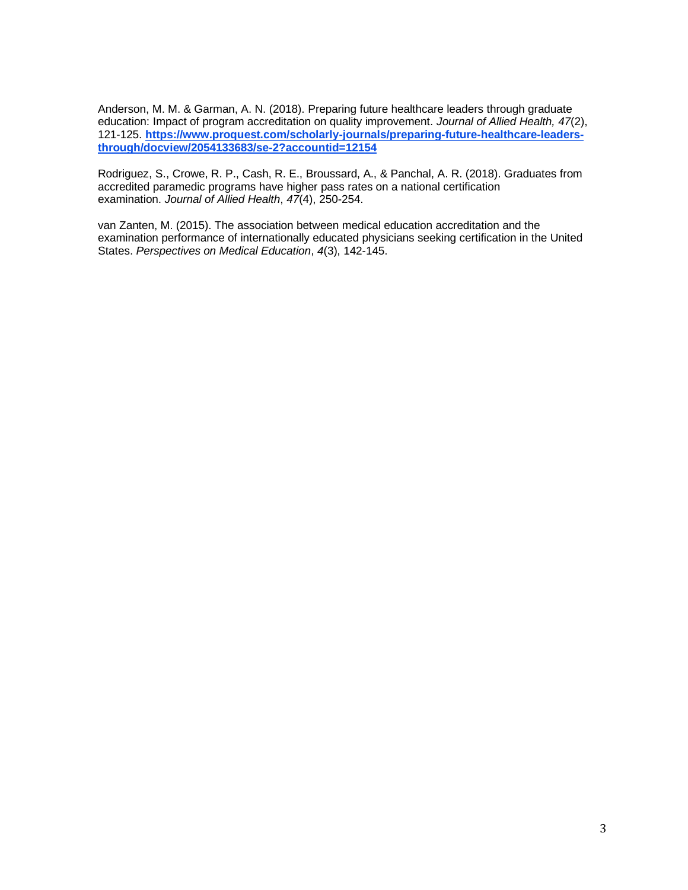Anderson, M. M. & Garman, A. N. (2018). Preparing future healthcare leaders through graduate education: Impact of program accreditation on quality improvement. *Journal of Allied Health, 47*(2), 121-125. **https://www.proquest.com/scholarly-journals/preparing-future-healthcare-leaders-through/docview/2054133683/se-2?accountid=12154**

Rodriguez, S., Crowe, R. P., Cash, R. E., Broussard, A., & Panchal, A. R. (2018). Graduates from accredited paramedic programs have higher pass rates on a national certification examination. *Journal of Allied Health*, *47*(4), 250-254.

van Zanten, M. (2015). The association between medical education accreditation and the examination performance of internationally educated physicians seeking certification in the United States. *Perspectives on Medical Education*, *4*(3), 142-145.